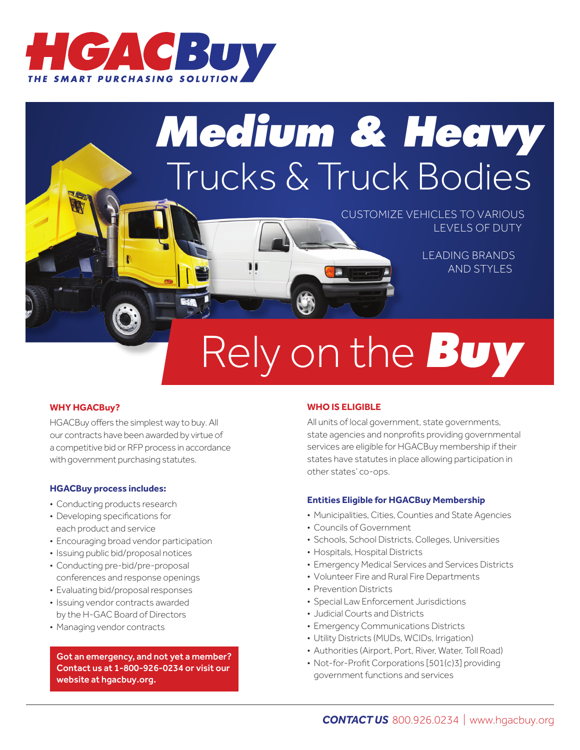# HGACBuy

THE SMART PURCHASING SOLUTION

# Medium & Heavy Trucks & Truck Bodies

CUSTOMIZE VEHICLES TO VARIOUS LEVELS OF DUTY

LEADING BRANDS AND STYLES

## Rely on the Buy

### WHY HGACBuy?

HGACBuy offers the simplest way to buy. All our contracts have been awarded by virtue of a competitive bid or RFP process in accordance with government purchasing statutes.

#### HGACBuy process includes:

- Conducting products research
- Developing specifications for each product and service
- Encouraging broad vendor participation
- Issuing public bid/proposal notices
- Conducting pre-bid/pre-proposal conferences and response openings
- Evaluating bid/proposal responses
- Issuing vendor contracts awarded by the H-GAC Board of Directors
- Managing vendor contracts

**Got an emergency, and not yet a member? Contact us at 1-800-926-0234 or visit our website at hgacbuy.org.**

### WHO IS ELIGIBLE

All units of local government, state governments, state agencies and nonprofits providing governmental services are eligible for HGACBuy membership if their states have statutes in place allowing participation in other states' co-ops.

#### Entities Eligible for HGACBuy Membership

- Municipalities, Cities, Counties and State Agencies
- Councils of Government
- Schools, School Districts, Colleges, Universities
- Hospitals, Hospital Districts
- Emergency Medical Services and Services Districts
- Volunteer Fire and Rural Fire Departments
- Prevention Districts
- Special Law Enforcement Jurisdictions
- Judicial Courts and Districts
- Emergency Communications Districts
- Utility Districts (MUDs, WCIDs, Irrigation)
- Authorities (Airport, Port, River, Water, Toll Road)
- Not-for-Profit Corporations [501(c)3] providing government functions and services

***CONTACT US*** 800.926.0234 | www.hgacbuy.org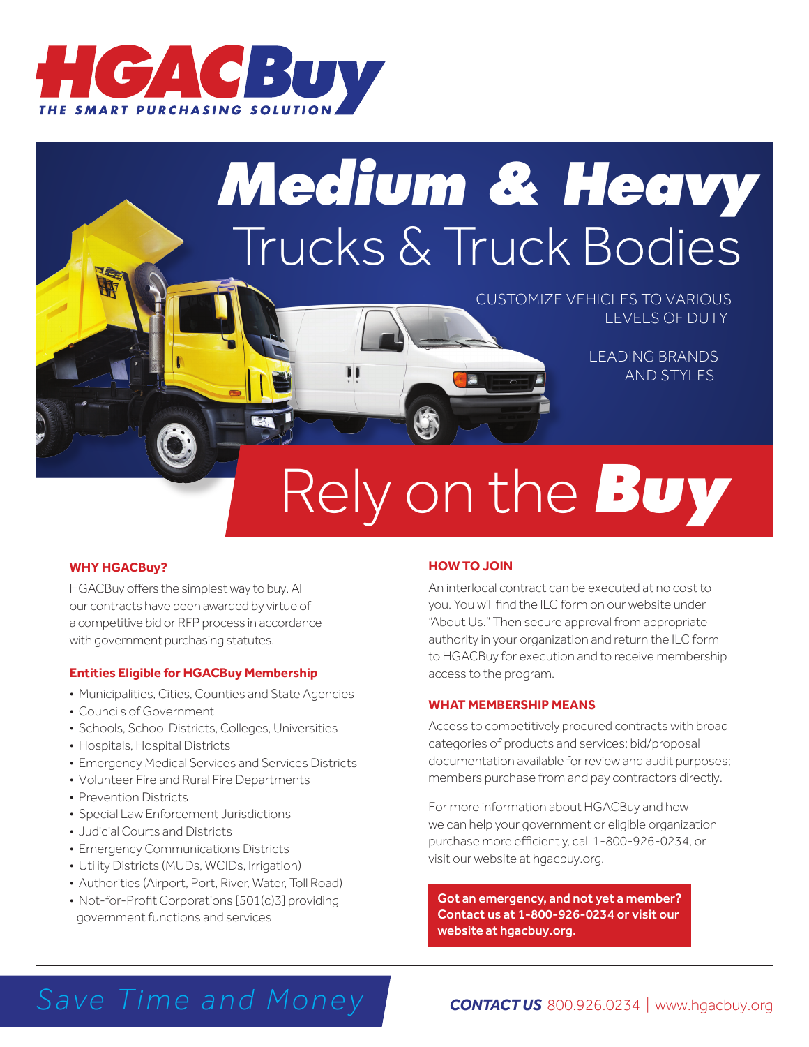# HGACBuy

THE SMART PURCHASING SOLUTION

# *Medium & Heavy* Trucks & Truck Bodies

CUSTOMIZE VEHICLES TO VARIOUS LEVELS OF DUTY

LEADING BRANDS AND STYLES

## Rely on the **Buy**

### WHY HGACBuy?

HGACBuy offers the simplest way to buy. All our contracts have been awarded by virtue of a competitive bid or RFP process in accordance with government purchasing statutes.

### Entities Eligible for HGACBuy Membership

- Municipalities, Cities, Counties and State Agencies
- Councils of Government
- Schools, School Districts, Colleges, Universities
- Hospitals, Hospital Districts
- Emergency Medical Services and Services Districts
- Volunteer Fire and Rural Fire Departments
- Prevention Districts
- Special Law Enforcement Jurisdictions
- Judicial Courts and Districts
- Emergency Communications Districts
- Utility Districts (MUDs, WCIDs, Irrigation)
- Authorities (Airport, Port, River, Water, Toll Road)
- Not-for-Profit Corporations [501(c)3] providing government functions and services

### HOW TO JOIN

An interlocal contract can be executed at no cost to you. You will find the ILC form on our website under "About Us." Then secure approval from appropriate authority in your organization and return the ILC form to HGACBuy for execution and to receive membership access to the program.

### WHAT MEMBERSHIP MEANS

Access to competitively procured contracts with broad categories of products and services; bid/proposal documentation available for review and audit purposes; members purchase from and pay contractors directly.

For more information about HGACBuy and how we can help your government or eligible organization purchase more efficiently, call 1-800-926-0234, or visit our website at hgacbuy.org.

**Got an emergency, and not yet a member? Contact us at 1-800-926-0234 or visit our website at hgacbuy.org.**

*Save Time and Money*

***CONTACT US*** 800.926.0234 | www.hgacbuy.org